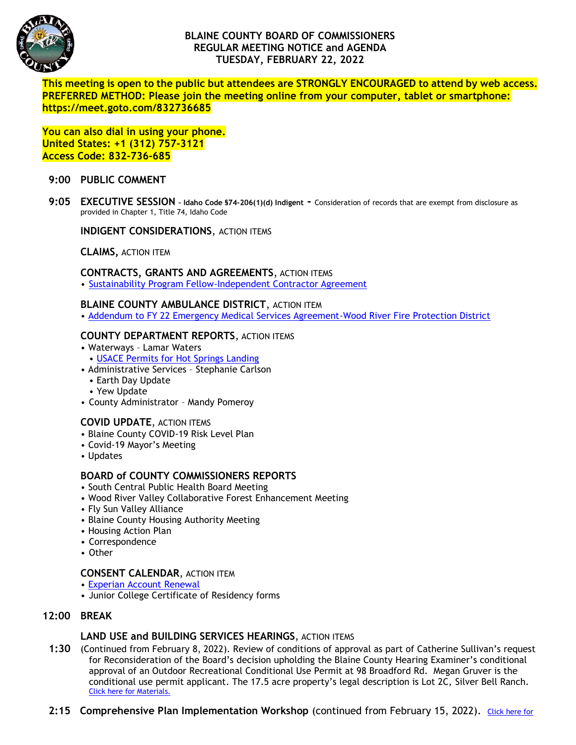# BLAINE COUNTY BOARD OF COMMISSIONERS
## REGULAR MEETING NOTICE and AGENDA
## TUESDAY, FEBRUARY 22, 2022

**This meeting is open to the public but attendees are STRONGLY ENCOURAGED to attend by web access. PREFERRED METHOD: Please join the meeting online from your computer, tablet or smartphone: https://meet.goto.com/832736685**

**You can also dial in using your phone.**
**United States: +1 (312) 757-3121**
**Access Code: 832-736-685**

**9:00 PUBLIC COMMENT**

**9:05 EXECUTIVE SESSION** – **Idaho Code §74-206(1)(d) Indigent** - Consideration of records that are exempt from disclosure as provided in Chapter 1, Title 74, Idaho Code

**INDIGENT CONSIDERATIONS**, ACTION ITEMS

**CLAIMS**, ACTION ITEM

**CONTRACTS, GRANTS AND AGREEMENTS**, ACTION ITEMS
- Sustainability Program Fellow-Independent Contractor Agreement

**BLAINE COUNTY AMBULANCE DISTRICT**, ACTION ITEM
- Addendum to FY 22 Emergency Medical Services Agreement-Wood River Fire Protection District

**COUNTY DEPARTMENT REPORTS**, ACTION ITEMS
- Waterways – Lamar Waters
  - USACE Permits for Hot Springs Landing
- Administrative Services – Stephanie Carlson
  - Earth Day Update
  - Yew Update
- County Administrator – Mandy Pomeroy

**COVID UPDATE**, ACTION ITEMS
- Blaine County COVID-19 Risk Level Plan
- Covid-19 Mayor's Meeting
- Updates

**BOARD of COUNTY COMMISSIONERS REPORTS**
- South Central Public Health Board Meeting
- Wood River Valley Collaborative Forest Enhancement Meeting
- Fly Sun Valley Alliance
- Blaine County Housing Authority Meeting
- Housing Action Plan
- Correspondence
- Other

**CONSENT CALENDAR**, ACTION ITEM
- Experian Account Renewal
- Junior College Certificate of Residency forms

**12:00 BREAK**

**LAND USE and BUILDING SERVICES HEARINGS**, ACTION ITEMS

**1:30** (Continued from February 8, 2022). Review of conditions of approval as part of Catherine Sullivan's request for Reconsideration of the Board's decision upholding the Blaine County Hearing Examiner's conditional approval of an Outdoor Recreational Conditional Use Permit at 98 Broadford Rd. Megan Gruver is the conditional use permit applicant. The 17.5 acre property's legal description is Lot 2C, Silver Bell Ranch. Click here for Materials.

**2:15 Comprehensive Plan Implementation Workshop** (continued from February 15, 2022). Click here for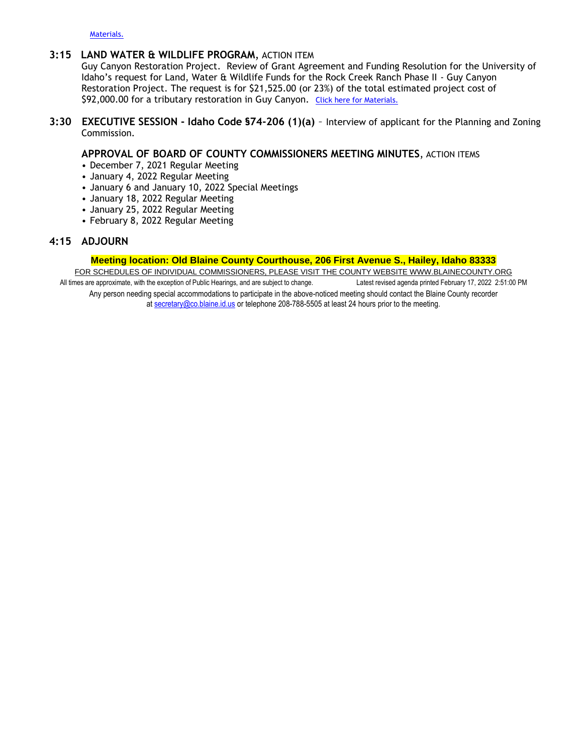Materials.

**3:15 LAND WATER & WILDLIFE PROGRAM**, ACTION ITEM

Guy Canyon Restoration Project. Review of Grant Agreement and Funding Resolution for the University of Idaho's request for Land, Water & Wildlife Funds for the Rock Creek Ranch Phase II - Guy Canyon Restoration Project. The request is for $21,525.00 (or 23%) of the total estimated project cost of $92,000.00 for a tributary restoration in Guy Canyon. Click here for Materials.

**3:30 EXECUTIVE SESSION - Idaho Code §74-206 (1)(a)** – Interview of applicant for the Planning and Zoning Commission.

**APPROVAL OF BOARD OF COUNTY COMMISSIONERS MEETING MINUTES**, ACTION ITEMS

- December 7, 2021 Regular Meeting
- January 4, 2022 Regular Meeting
- January 6 and January 10, 2022 Special Meetings
- January 18, 2022 Regular Meeting
- January 25, 2022 Regular Meeting
- February 8, 2022 Regular Meeting

**4:15 ADJOURN**

**Meeting location: Old Blaine County Courthouse, 206 First Avenue S., Hailey, Idaho 83333**

FOR SCHEDULES OF INDIVIDUAL COMMISSIONERS, PLEASE VISIT THE COUNTY WEBSITE WWW.BLAINECOUNTY.ORG

All times are approximate, with the exception of Public Hearings, and are subject to change. Latest revised agenda printed February 17, 2022 2:51:00 PM

Any person needing special accommodations to participate in the above-noticed meeting should contact the Blaine County recorder at secretary@co.blaine.id.us or telephone 208-788-5505 at least 24 hours prior to the meeting.